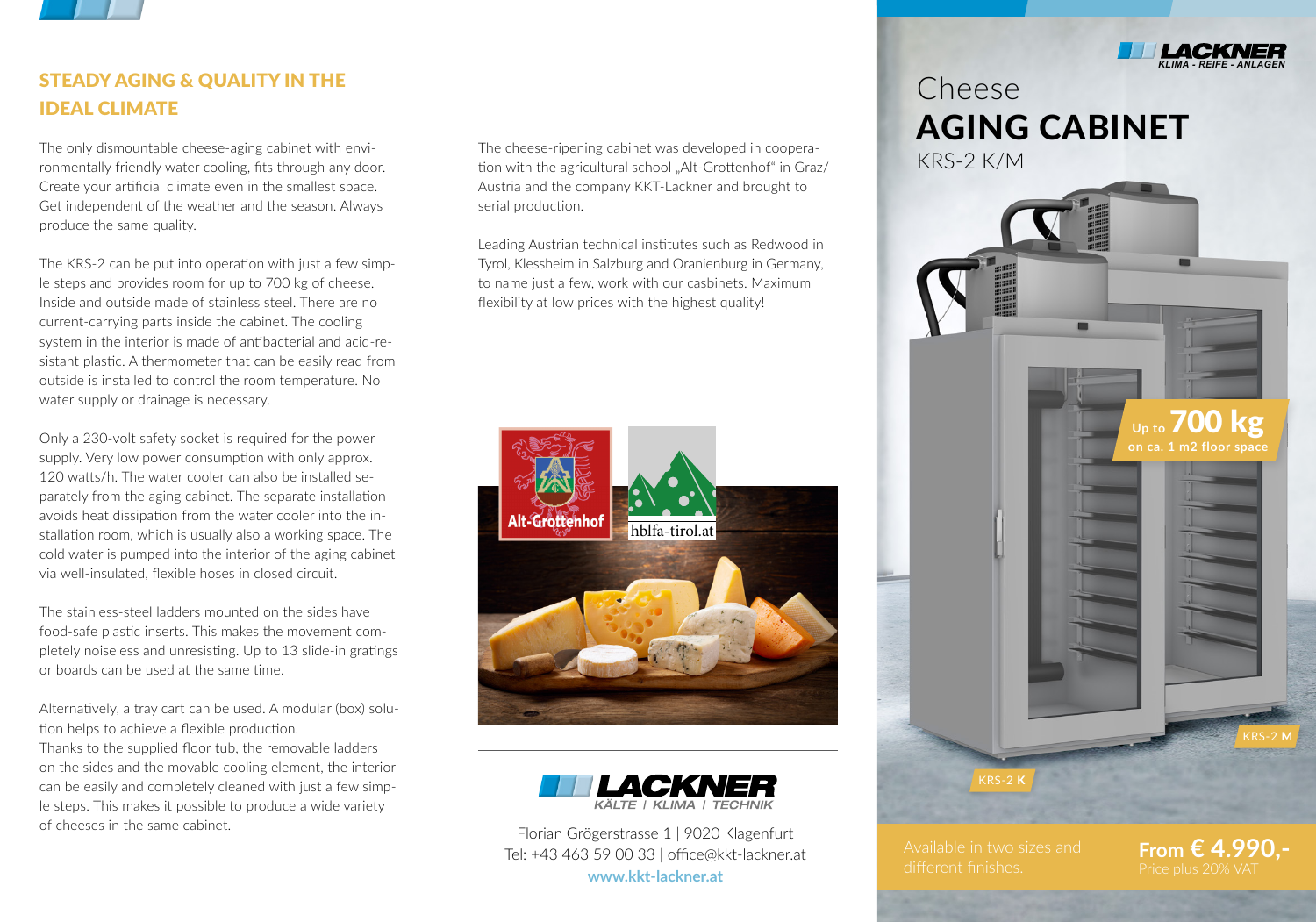## STEADY AGING & QUALITY IN THE IDEAL CLIMATE

The only dismountable cheese-aging cabinet with environmentally friendly water cooling, fits through any door. Create your artificial climate even in the smallest space. Get independent of the weather and the season. Always produce the same quality.

The KRS-2 can be put into operation with just a few simple steps and provides room for up to 700 kg of cheese. Inside and outside made of stainless steel. There are no current-carrying parts inside the cabinet. The cooling system in the interior is made of antibacterial and acid-resistant plastic. A thermometer that can be easily read from outside is installed to control the room temperature. No water supply or drainage is necessary.

Only a 230-volt safety socket is required for the power supply. Very low power consumption with only approx. 120 watts/h. The water cooler can also be installed separately from the aging cabinet. The separate installation avoids heat dissipation from the water cooler into the installation room, which is usually also a working space. The cold water is pumped into the interior of the aging cabinet via well-insulated, flexible hoses in closed circuit.

The stainless-steel ladders mounted on the sides have food-safe plastic inserts. This makes the movement completely noiseless and unresisting. Up to 13 slide-in gratings or boards can be used at the same time.

Alternatively, a tray cart can be used. A modular (box) solution helps to achieve a flexible production.
Thanks to the supplied floor tub, the removable ladders on the sides and the movable cooling element, the interior can be easily and completely cleaned with just a few simple steps. This makes it possible to produce a wide variety of cheeses in the same cabinet.

The cheese-ripening cabinet was developed in cooperation with the agricultural school „Alt-Grottenhof" in Graz/Austria and the company KKT-Lackner and brought to serial production.

Leading Austrian technical institutes such as Redwood in Tyrol, Klessheim in Salzburg and Oranienburg in Germany, to name just a few, work with our casbinets. Maximum flexibility at low prices with the highest quality!

Alt-Grottenhof

hblfa-tirol.at

LACKNER
KÄLTE | KLIMA | TECHNIK

Florian Grögerstrasse 1 | 9020 Klagenfurt
Tel: +43 463 59 00 33 | office@kkt-lackner.at
**www.kkt-lackner.at**

LACKNER
KLIMA - REIFE - ANLAGEN

# Cheese AGING CABINET

KRS-2 K/M

Up to **700 kg**
**on ca. 1 m2 floor space**

KRS-2 **M**

KRS-2 **K**

Available in two sizes and different finishes.

**From € 4.990,-**
Price plus 20% VAT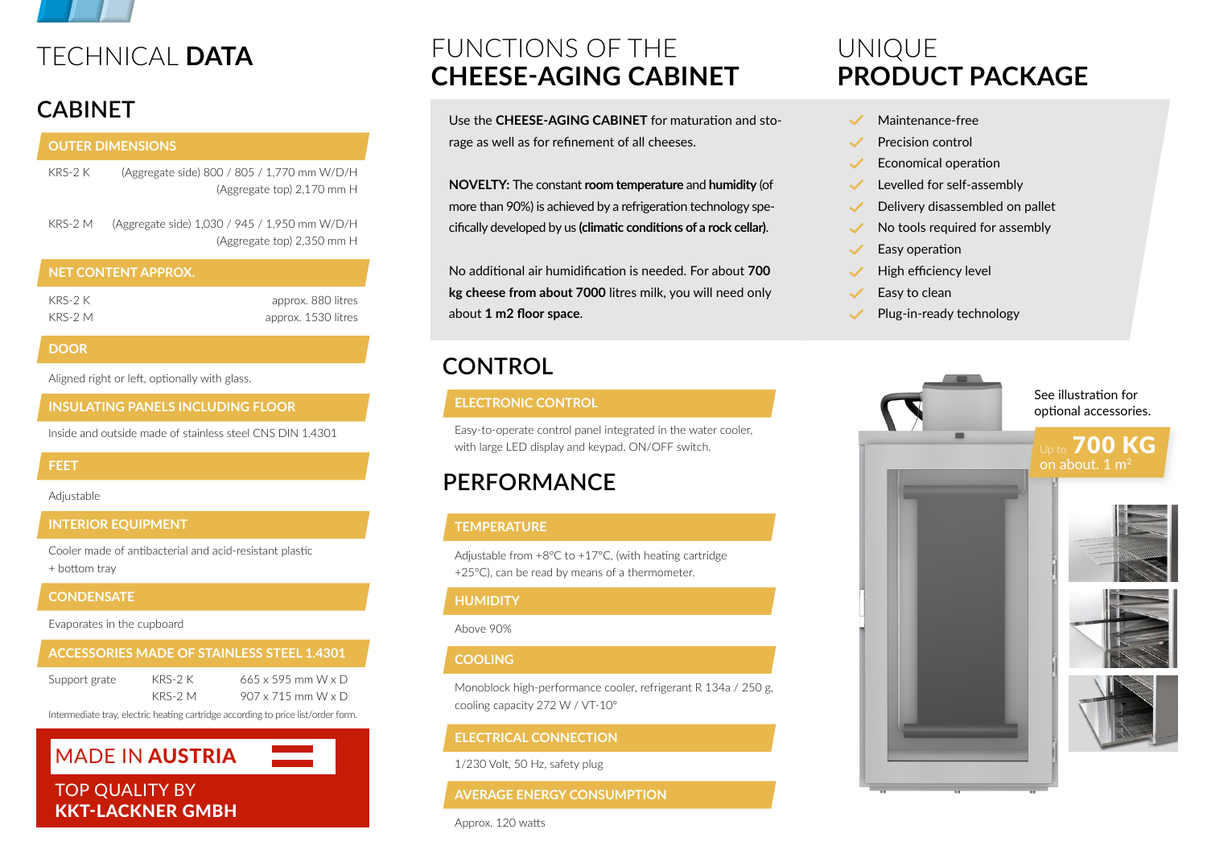# TECHNICAL **DATA**

## CABINET

### OUTER DIMENSIONS

KRS-2 K (Aggregate side) 800 / 805 / 1,770 mm W/D/H
(Aggregate top) 2,170 mm H

KRS-2 M (Aggregate side) 1,030 / 945 / 1,950 mm W/D/H
(Aggregate top) 2,350 mm H

### NET CONTENT APPROX.

| | |
|---|---|
| KRS-2 K | approx. 880 litres |
| KRS-2 M | approx. 1530 litres |

### DOOR

Aligned right or left, optionally with glass.

### INSULATING PANELS INCLUDING FLOOR

Inside and outside made of stainless steel CNS DIN 1.4301

### FEET

Adjustable

### INTERIOR EQUIPMENT

Cooler made of antibacterial and acid-resistant plastic
+ bottom tray

### CONDENSATE

Evaporates in the cupboard

### ACCESSORIES MADE OF STAINLESS STEEL 1.4301

| | | |
|---|---|---|
| Support grate | KRS-2 K | 665 x 595 mm W x D |
| | KRS-2 M | 907 x 715 mm W x D |

Intermediate tray, electric heating cartridge according to price list/order form.

MADE IN **AUSTRIA**

TOP QUALITY BY
**KKT-LACKNER GMBH**

# FUNCTIONS OF THE **CHEESE-AGING CABINET**

Use the **CHEESE-AGING CABINET** for maturation and storage as well as for refinement of all cheeses.

**NOVELTY:** The constant **room temperature** and **humidity** (of more than 90%) is achieved by a refrigeration technology specifically developed by us **(climatic conditions of a rock cellar)**.

No additional air humidification is needed. For about **700 kg cheese from about 7000** litres milk, you will need only about **1 m2 floor space**.

# UNIQUE **PRODUCT PACKAGE**

- Maintenance-free
- Precision control
- Economical operation
- Levelled for self-assembly
- Delivery disassembled on pallet
- No tools required for assembly
- Easy operation
- High efficiency level
- Easy to clean
- Plug-in-ready technology

## CONTROL

### ELECTRONIC CONTROL

Easy-to-operate control panel integrated in the water cooler, with large LED display and keypad. ON/OFF switch.

## PERFORMANCE

### TEMPERATURE

Adjustable from +8°C to +17°C, (with heating cartridge +25°C), can be read by means of a thermometer.

### HUMIDITY

Above 90%

### COOLING

Monoblock high-performance cooler, refrigerant R 134a / 250 g, cooling capacity 272 W / VT-10°

### ELECTRICAL CONNECTION

1/230 Volt, 50 Hz, safety plug

### AVERAGE ENERGY CONSUMPTION

Approx. 120 watts

See illustration for optional accessories.

Up to **700 KG**
on about. 1 m$^2$